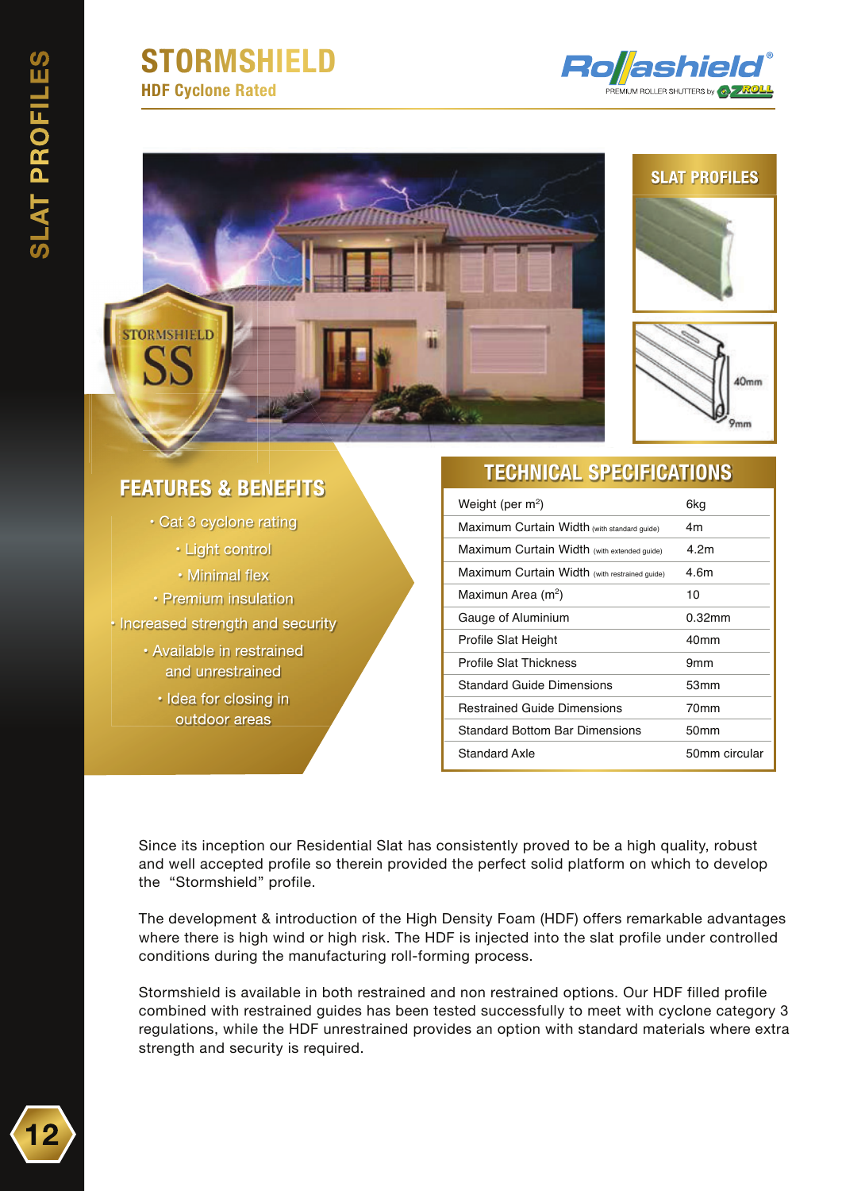# STORMSHIELD

**HDF Cyclone Rated**

## SLAT PROFILES

40mm

9mm

## FEATURES & BENEFITS

- Cat 3 cyclone rating
- Light control
- Minimal flex
- Premium insulation
- Increased strength and security
- Available in restrained and unrestrained
- Idea for closing in outdoor areas

## TECHNICAL SPECIFICATIONS

| Specification | Value |
|---|---|
| Weight (per $m^2$) | 6kg |
| Maximum Curtain Width (with standard guide) | 4m |
| Maximum Curtain Width (with extended guide) | 4.2m |
| Maximum Curtain Width (with restrained guide) | 4.6m |
| Maximun Area ($m^2$) | 10 |
| Gauge of Aluminium | 0.32mm |
| Profile Slat Height | 40mm |
| Profile Slat Thickness | 9mm |
| Standard Guide Dimensions | 53mm |
| Restrained Guide Dimensions | 70mm |
| Standard Bottom Bar Dimensions | 50mm |
| Standard Axle | 50mm circular |

Since its inception our Residential Slat has consistently proved to be a high quality, robust and well accepted profile so therein provided the perfect solid platform on which to develop the "Stormshield" profile.

The development & introduction of the High Density Foam (HDF) offers remarkable advantages where there is high wind or high risk. The HDF is injected into the slat profile under controlled conditions during the manufacturing roll-forming process.

Stormshield is available in both restrained and non restrained options. Our HDF filled profile combined with restrained guides has been tested successfully to meet with cyclone category 3 regulations, while the HDF unrestrained provides an option with standard materials where extra strength and security is required.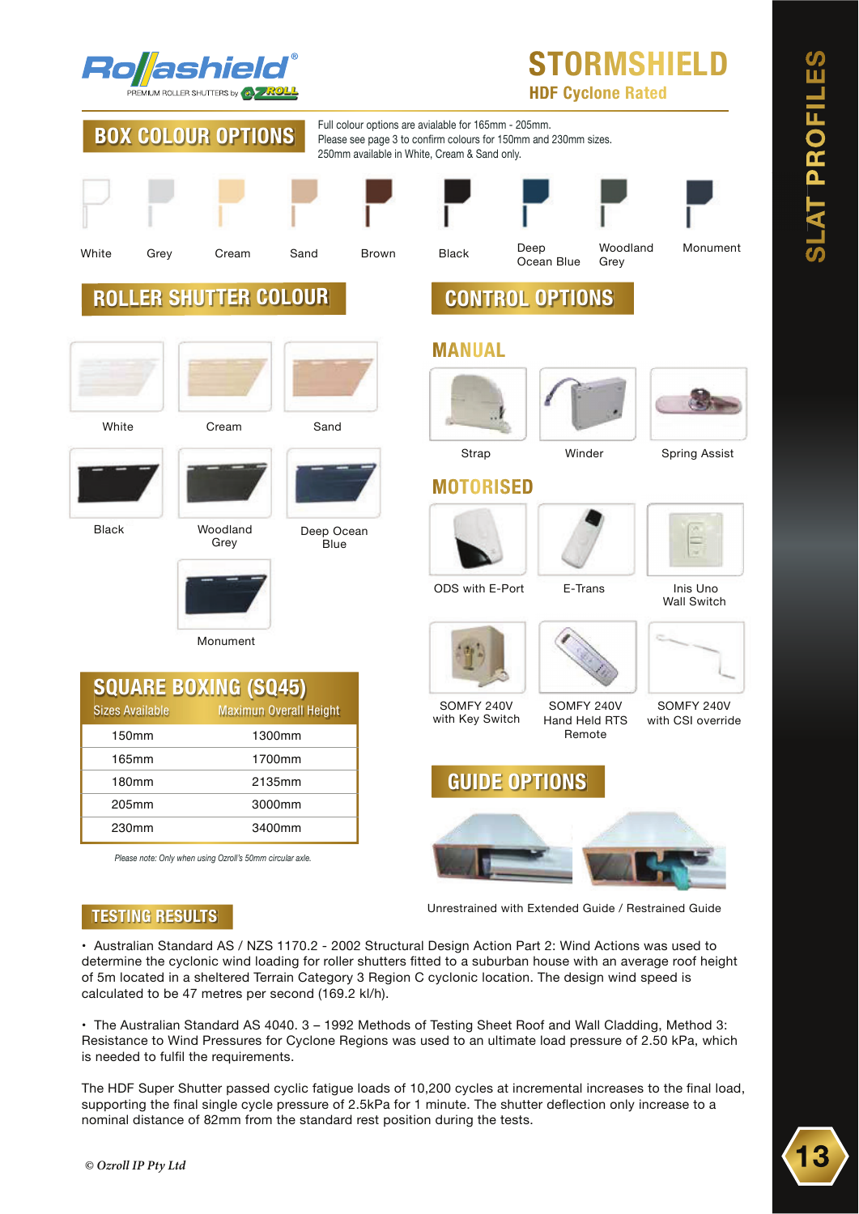Rollashield®

PREMIUM ROLLER SHUTTERS by OZROLL

# STORMSHIELD

## HDF Cyclone Rated

## BOX COLOUR OPTIONS

Full colour options are avialable for 165mm - 205mm.
Please see page 3 to confirm colours for 150mm and 230mm sizes.
250mm available in White, Cream & Sand only.

White
Grey
Cream
Sand
Brown
Black
Deep Ocean Blue
Woodland Grey
Monument

## ROLLER SHUTTER COLOUR

White
Cream
Sand
Black
Woodland Grey
Deep Ocean Blue
Monument

## SQUARE BOXING (SQ45)

| Sizes Available | Maximun Overall Height |
|---|---|
| 150mm | 1300mm |
| 165mm | 1700mm |
| 180mm | 2135mm |
| 205mm | 3000mm |
| 230mm | 3400mm |

*Please note: Only when using Ozroll's 50mm circular axle.*

## CONTROL OPTIONS

### MANUAL

Strap
Winder
Spring Assist

### MOTORISED

ODS with E-Port
E-Trans
Inis Uno Wall Switch
SOMFY 240V with Key Switch
SOMFY 240V Hand Held RTS Remote
SOMFY 240V with CSI override

## GUIDE OPTIONS

Unrestrained with Extended Guide / Restrained Guide

## TESTING RESULTS

- Australian Standard AS / NZS 1170.2 - 2002 Structural Design Action Part 2: Wind Actions was used to determine the cyclonic wind loading for roller shutters fitted to a suburban house with an average roof height of 5m located in a sheltered Terrain Category 3 Region C cyclonic location. The design wind speed is calculated to be 47 metres per second (169.2 kl/h).

- The Australian Standard AS 4040. 3 – 1992 Methods of Testing Sheet Roof and Wall Cladding, Method 3: Resistance to Wind Pressures for Cyclone Regions was used to an ultimate load pressure of 2.50 kPa, which is needed to fulfil the requirements.

The HDF Super Shutter passed cyclic fatigue loads of 10,200 cycles at incremental increases to the final load, supporting the final single cycle pressure of 2.5kPa for 1 minute. The shutter deflection only increase to a nominal distance of 82mm from the standard rest position during the tests.

© Ozroll IP Pty Ltd